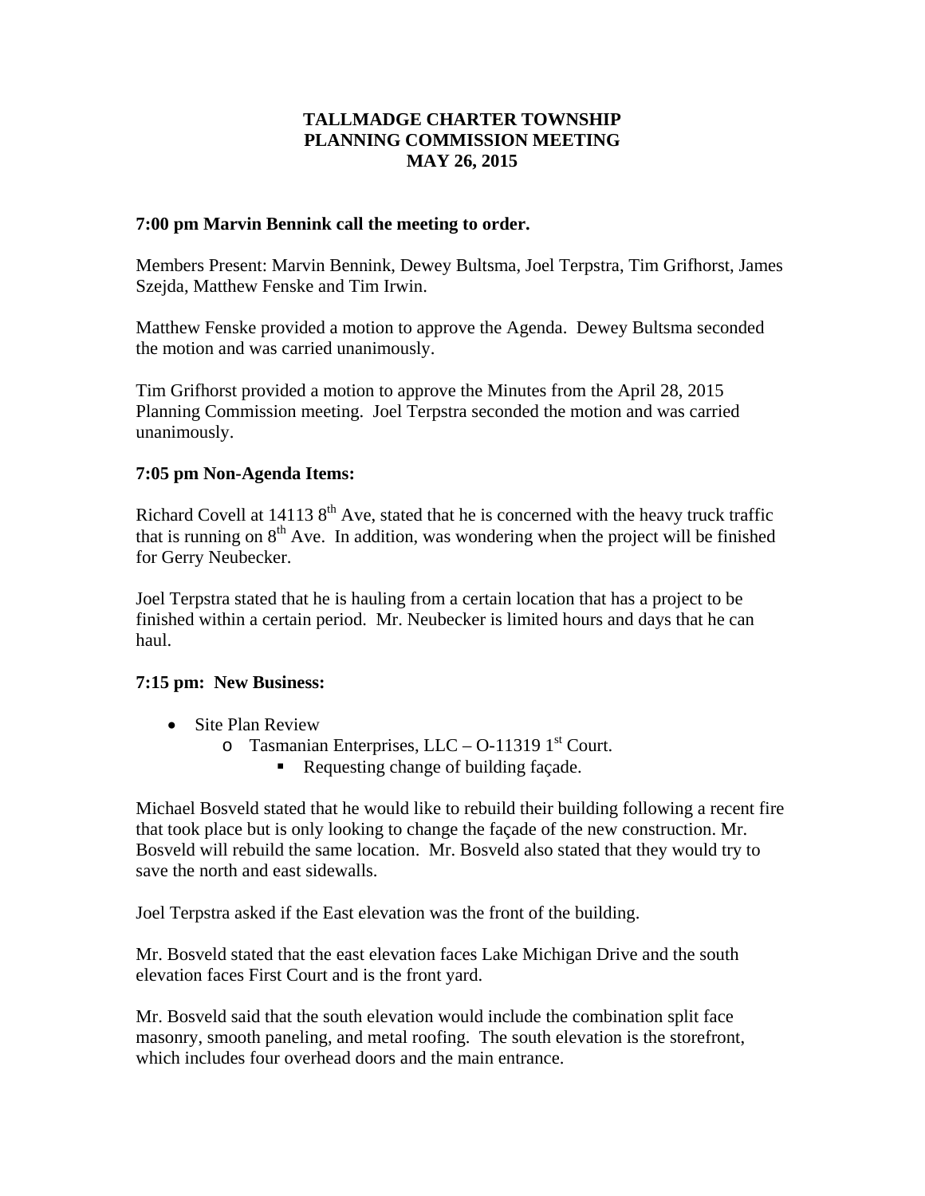**TALLMADGE CHARTER TOWNSHIP**
**PLANNING COMMISSION MEETING**
**MAY 26, 2015**

**7:00 pm Marvin Bennink call the meeting to order.**

Members Present: Marvin Bennink, Dewey Bultsma, Joel Terpstra, Tim Grifhorst, James Szejda, Matthew Fenske and Tim Irwin.

Matthew Fenske provided a motion to approve the Agenda. Dewey Bultsma seconded the motion and was carried unanimously.

Tim Grifhorst provided a motion to approve the Minutes from the April 28, 2015 Planning Commission meeting. Joel Terpstra seconded the motion and was carried unanimously.

**7:05 pm Non-Agenda Items:**

Richard Covell at 14113 8th Ave, stated that he is concerned with the heavy truck traffic that is running on 8th Ave. In addition, was wondering when the project will be finished for Gerry Neubecker.

Joel Terpstra stated that he is hauling from a certain location that has a project to be finished within a certain period. Mr. Neubecker is limited hours and days that he can haul.

**7:15 pm: New Business:**

- Site Plan Review
  - Tasmanian Enterprises, LLC – O-11319 1st Court.
    - Requesting change of building façade.

Michael Bosveld stated that he would like to rebuild their building following a recent fire that took place but is only looking to change the façade of the new construction. Mr. Bosveld will rebuild the same location. Mr. Bosveld also stated that they would try to save the north and east sidewalls.

Joel Terpstra asked if the East elevation was the front of the building.

Mr. Bosveld stated that the east elevation faces Lake Michigan Drive and the south elevation faces First Court and is the front yard.

Mr. Bosveld said that the south elevation would include the combination split face masonry, smooth paneling, and metal roofing. The south elevation is the storefront, which includes four overhead doors and the main entrance.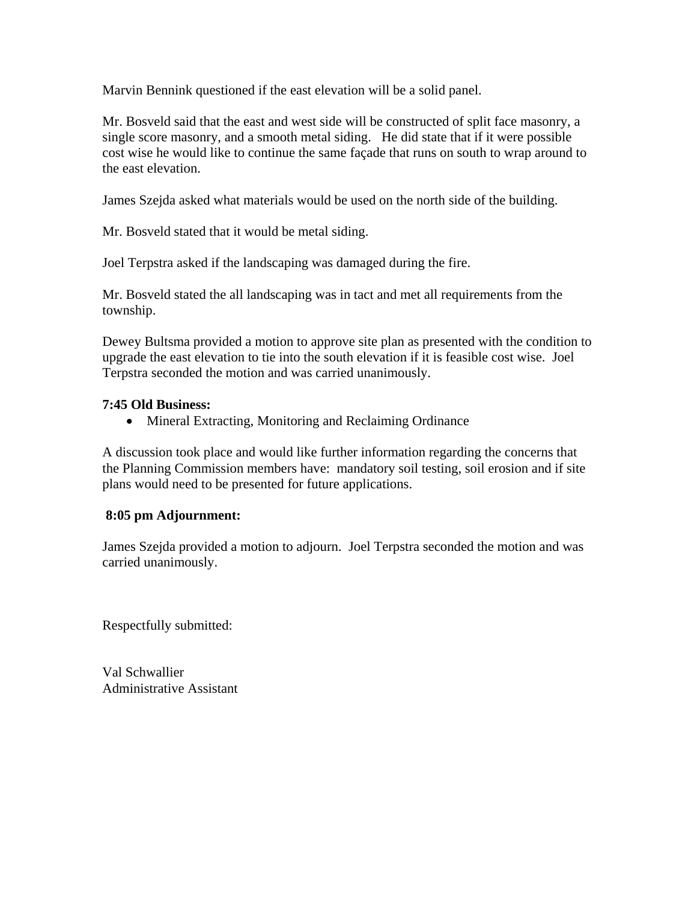Marvin Bennink questioned if the east elevation will be a solid panel.

Mr. Bosveld said that the east and west side will be constructed of split face masonry, a single score masonry, and a smooth metal siding. He did state that if it were possible cost wise he would like to continue the same façade that runs on south to wrap around to the east elevation.

James Szejda asked what materials would be used on the north side of the building.

Mr. Bosveld stated that it would be metal siding.

Joel Terpstra asked if the landscaping was damaged during the fire.

Mr. Bosveld stated the all landscaping was in tact and met all requirements from the township.

Dewey Bultsma provided a motion to approve site plan as presented with the condition to upgrade the east elevation to tie into the south elevation if it is feasible cost wise. Joel Terpstra seconded the motion and was carried unanimously.

**7:45 Old Business:**

- Mineral Extracting, Monitoring and Reclaiming Ordinance

A discussion took place and would like further information regarding the concerns that the Planning Commission members have: mandatory soil testing, soil erosion and if site plans would need to be presented for future applications.

**8:05 pm Adjournment:**

James Szejda provided a motion to adjourn. Joel Terpstra seconded the motion and was carried unanimously.

Respectfully submitted:

Val Schwallier
Administrative Assistant